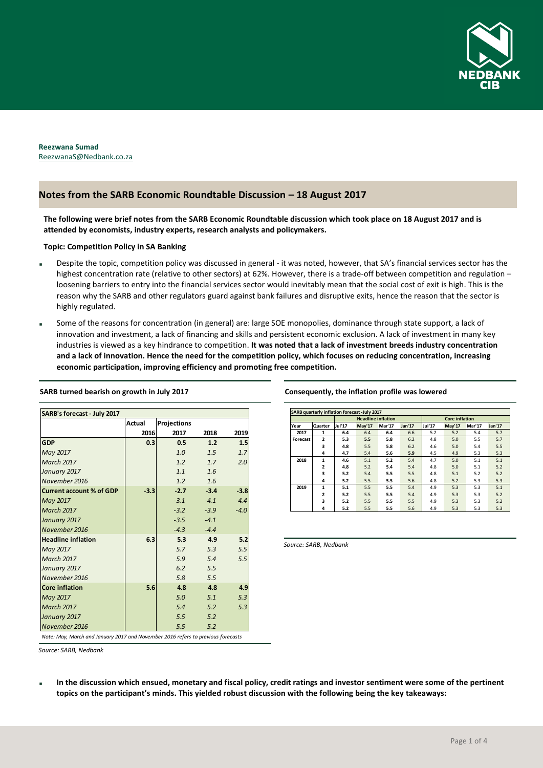**Reezwana Sumad**
ReezwanaS@Nedbank.co.za

## Notes from the SARB Economic Roundtable Discussion – 18 August 2017

**The following were brief notes from the SARB Economic Roundtable discussion which took place on 18 August 2017 and is attended by economists, industry experts, research analysts and policymakers.**

**Topic: Competition Policy in SA Banking**

- Despite the topic, competition policy was discussed in general - it was noted, however, that SA's financial services sector has the highest concentration rate (relative to other sectors) at 62%. However, there is a trade-off between competition and regulation – loosening barriers to entry into the financial services sector would inevitably mean that the social cost of exit is high. This is the reason why the SARB and other regulators guard against bank failures and disruptive exits, hence the reason that the sector is highly regulated.
- Some of the reasons for concentration (in general) are: large SOE monopolies, dominance through state support, a lack of innovation and investment, a lack of financing and skills and persistent economic exclusion. A lack of investment in many key industries is viewed as a key hindrance to competition. **It was noted that a lack of investment breeds industry concentration and a lack of innovation. Hence the need for the competition policy, which focuses on reducing concentration, increasing economic participation, improving efficiency and promoting free competition.**

**SARB turned bearish on growth in July 2017**

| SARB's forecast - July 2017 | Actual | Projections | | |
|---|---|---|---|---|
| | 2016 | 2017 | 2018 | 2019 |
| **GDP** | **0.3** | **0.5** | **1.2** | **1.5** |
| *May 2017* | | *1.0* | *1.5* | *1.7* |
| *March 2017* | | *1.2* | *1.7* | *2.0* |
| *January 2017* | | *1.1* | *1.6* | |
| *November 2016* | | *1.2* | *1.6* | |
| **Current account % of GDP** | **-3.3** | **-2.7** | **-3.4** | **-3.8** |
| *May 2017* | | *-3.1* | *-4.1* | *-4.4* |
| *March 2017* | | *-3.2* | *-3.9* | *-4.0* |
| *January 2017* | | *-3.5* | *-4.1* | |
| *November 2016* | | *-4.3* | *-4.4* | |
| **Headline inflation** | **6.3** | **5.3** | **4.9** | **5.2** |
| *May 2017* | | *5.7* | *5.3* | *5.5* |
| *March 2017* | | *5.9* | *5.4* | *5.5* |
| *January 2017* | | *6.2* | *5.5* | |
| *November 2016* | | *5.8* | *5.5* | |
| **Core inflation** | **5.6** | **4.8** | **4.8** | **4.9** |
| *May 2017* | | *5.0* | *5.1* | *5.3* |
| *March 2017* | | *5.4* | *5.2* | *5.3* |
| *January 2017* | | *5.5* | *5.2* | |
| *November 2016* | | *5.5* | *5.2* | |

*Note: May, March and January 2017 and November 2016 refers to previous forecasts*

*Source: SARB, Nedbank*

**Consequently, the inflation profile was lowered**

| SARB quarterly inflation forecast - July 2017 | | Headline inflation | | | | Core inflation | | | |
|---|---|---|---|---|---|---|---|---|---|
| Year | Quarter | Jul'17 | May'17 | Mar'17 | Jan'17 | Jul'17 | May'17 | Mar'17 | Jan'17 |
| 2017 | 1 | 6.4 | 6.4 | 6.4 | 6.6 | 5.2 | 5.2 | 5.4 | 5.7 |
| Forecast | 2 | 5.3 | 5.5 | 5.8 | 6.2 | 4.8 | 5.0 | 5.5 | 5.7 |
| | 3 | 4.8 | 5.5 | 5.8 | 6.2 | 4.6 | 5.0 | 5.4 | 5.5 |
| | 4 | 4.7 | 5.4 | 5.6 | 5.9 | 4.5 | 4.9 | 5.3 | 5.3 |
| 2018 | 1 | 4.6 | 5.1 | 5.2 | 5.4 | 4.7 | 5.0 | 5.1 | 5.1 |
| | 2 | 4.8 | 5.2 | 5.4 | 5.4 | 4.8 | 5.0 | 5.1 | 5.2 |
| | 3 | 5.2 | 5.4 | 5.5 | 5.5 | 4.8 | 5.1 | 5.2 | 5.2 |
| | 4 | 5.2 | 5.5 | 5.5 | 5.6 | 4.8 | 5.2 | 5.3 | 5.3 |
| 2019 | 1 | 5.1 | 5.5 | 5.5 | 5.4 | 4.9 | 5.3 | 5.3 | 5.1 |
| | 2 | 5.2 | 5.5 | 5.5 | 5.4 | 4.9 | 5.3 | 5.3 | 5.2 |
| | 3 | 5.2 | 5.5 | 5.5 | 5.5 | 4.9 | 5.3 | 5.3 | 5.2 |
| | 4 | 5.2 | 5.5 | 5.5 | 5.6 | 4.9 | 5.3 | 5.3 | 5.3 |

*Source: SARB, Nedbank*

- **In the discussion which ensued, monetary and fiscal policy, credit ratings and investor sentiment were some of the pertinent topics on the participant's minds. This yielded robust discussion with the following being the key takeaways:**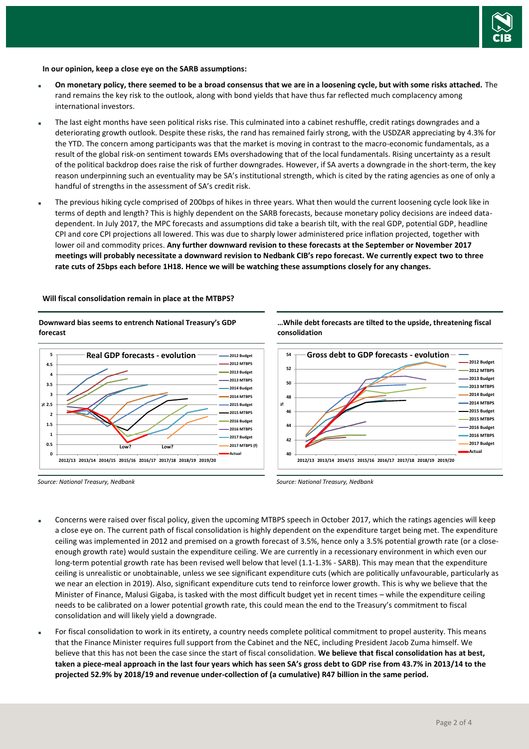**In our opinion, keep a close eye on the SARB assumptions:**

- **On monetary policy, there seemed to be a broad consensus that we are in a loosening cycle, but with some risks attached.** The rand remains the key risk to the outlook, along with bond yields that have thus far reflected much complacency among international investors.
- The last eight months have seen political risks rise. This culminated into a cabinet reshuffle, credit ratings downgrades and a deteriorating growth outlook. Despite these risks, the rand has remained fairly strong, with the USDZAR appreciating by 4.3% for the YTD. The concern among participants was that the market is moving in contrast to the macro-economic fundamentals, as a result of the global risk-on sentiment towards EMs overshadowing that of the local fundamentals. Rising uncertainty as a result of the political backdrop does raise the risk of further downgrades. However, if SA averts a downgrade in the short-term, the key reason underpinning such an eventuality may be SA's institutional strength, which is cited by the rating agencies as one of only a handful of strengths in the assessment of SA's credit risk.
- The previous hiking cycle comprised of 200bps of hikes in three years. What then would the current loosening cycle look like in terms of depth and length? This is highly dependent on the SARB forecasts, because monetary policy decisions are indeed data-dependent. In July 2017, the MPC forecasts and assumptions did take a bearish tilt, with the real GDP, potential GDP, headline CPI and core CPI projections all lowered. This was due to sharply lower administered price inflation projected, together with lower oil and commodity prices. **Any further downward revision to these forecasts at the September or November 2017 meetings will probably necessitate a downward revision to Nedbank CIB's repo forecast. We currently expect two to three rate cuts of 25bps each before 1H18. Hence we will be watching these assumptions closely for any changes.**

**Will fiscal consolidation remain in place at the MTBPS?**

**Downward bias seems to entrench National Treasury's GDP forecast**

*Source: National Treasury, Nedbank*

**…While debt forecasts are tilted to the upside, threatening fiscal consolidation**

*Source: National Treasury, Nedbank*

- Concerns were raised over fiscal policy, given the upcoming MTBPS speech in October 2017, which the ratings agencies will keep a close eye on. The current path of fiscal consolidation is highly dependent on the expenditure target being met. The expenditure ceiling was implemented in 2012 and premised on a growth forecast of 3.5%, hence only a 3.5% potential growth rate (or a close-enough growth rate) would sustain the expenditure ceiling. We are currently in a recessionary environment in which even our long-term potential growth rate has been revised well below that level (1.1-1.3% - SARB). This may mean that the expenditure ceiling is unrealistic or unobtainable, unless we see significant expenditure cuts (which are politically unfavourable, particularly as we near an election in 2019). Also, significant expenditure cuts tend to reinforce lower growth. This is why we believe that the Minister of Finance, Malusi Gigaba, is tasked with the most difficult budget yet in recent times – while the expenditure ceiling needs to be calibrated on a lower potential growth rate, this could mean the end to the Treasury's commitment to fiscal consolidation and will likely yield a downgrade.
- For fiscal consolidation to work in its entirety, a country needs complete political commitment to propel austerity. This means that the Finance Minister requires full support from the Cabinet and the NEC, including President Jacob Zuma himself. We believe that this has not been the case since the start of fiscal consolidation. **We believe that fiscal consolidation has at best, taken a piece-meal approach in the last four years which has seen SA's gross debt to GDP rise from 43.7% in 2013/14 to the projected 52.9% by 2018/19 and revenue under-collection of (a cumulative) R47 billion in the same period.**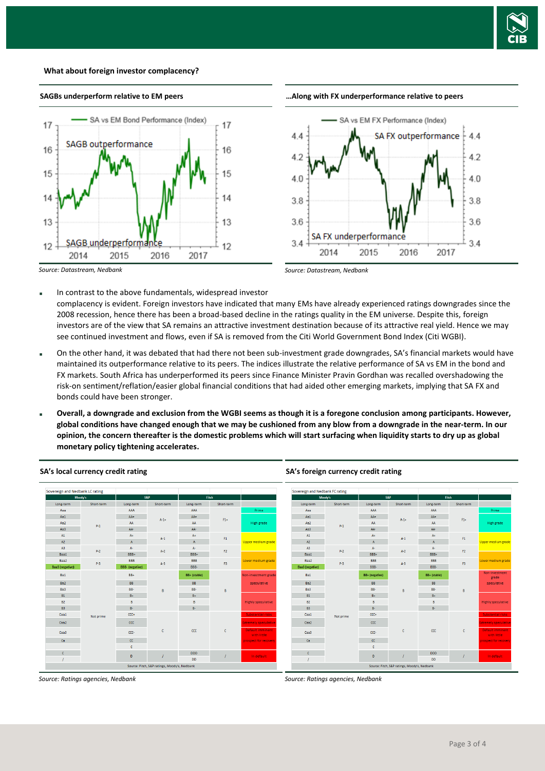**What about foreign investor complacency?**

**SAGBs underperform relative to EM peers**

Source: Datastream, Nedbank

**…Along with FX underperformance relative to peers**

Source: Datastream, Nedbank

- In contrast to the above fundamentals, widespread investor complacency is evident. Foreign investors have indicated that many EMs have already experienced ratings downgrades since the 2008 recession, hence there has been a broad-based decline in the ratings quality in the EM universe. Despite this, foreign investors are of the view that SA remains an attractive investment destination because of its attractive real yield. Hence we may see continued investment and flows, even if SA is removed from the Citi World Government Bond Index (Citi WGBI).
- On the other hand, it was debated that had there not been sub-investment grade downgrades, SA's financial markets would have maintained its outperformance relative to its peers. The indices illustrate the relative performance of SA vs EM in the bond and FX markets. South Africa has underperformed its peers since Finance Minister Pravin Gordhan was recalled overshadowing the risk-on sentiment/reflation/easier global financial conditions that had aided other emerging markets, implying that SA FX and bonds could have been stronger.
- **Overall, a downgrade and exclusion from the WGBI seems as though it is a foregone conclusion among participants. However, global conditions have changed enough that we may be cushioned from any blow from a downgrade in the near-term. In our opinion, the concern thereafter is the domestic problems which will start surfacing when liquidity starts to dry up as global monetary policy tightening accelerates.**

**SA's local currency credit rating**

Sovereign and Nedbank LC rating

| Moody's Long-term | Moody's Short-term | S&P Long-term | S&P Short-term | Fitch Long-term | Fitch Short-term | |
|---|---|---|---|---|---|---|
| Aaa | | AAA | | AAA | | Prime |
| Aa1 | P-1 | AA+ | A-1+ | AA+ | F1+ | High grade |
| Aa2 | | AA | | AA | | |
| Aa3 | | AA- | | AA- | | |
| A1 | | A+ | A-1 | A+ | F1 | Upper medium grade |
| A2 | | A | | A | | |
| A3 | P-2 | A- | A-2 | A- | F2 | |
| Baa1 | | BBB+ | | BBB+ | | Lower medium grade |
| Baa2 | P-3 | BBB | A-3 | BBB | F3 | |
| Baa3 (negative) | | BBB- (negative) | | BBB- | | |
| Ba1 | Not prime | BB+ | B | BB+ (stable) | B | Non-investment grade speculative |
| Ba2 | | BB | | BB | | |
| Ba3 | | BB- | | BB- | | |
| B1 | | B+ | | B+ | | Highly speculative |
| B2 | | B | | B | | |
| B3 | | B- | | B- | | |
| Caa1 | | CCC+ | C | CCC | C | Substantial risks |
| Caa2 | | CCC | | | | Extremely speculative |
| Caa3 | | CCC- | | | | Default imminent with little prospect for recovery |
| Ca | | CC | | | | |
| | | C | | | | |
| C | | D | / | DDD | / | In default |
| / | | | | DD | | |

Source: Fitch, S&P ratings, Moody's, Nedbank

Source: Ratings agencies, Nedbank

**SA's foreign currency credit rating**

Sovereign and Nedbank FC rating

| Moody's Long-term | Moody's Short-term | S&P Long-term | S&P Short-term | Fitch Long-term | Fitch Short-term | |
|---|---|---|---|---|---|---|
| Aaa | | AAA | | AAA | | Prime |
| Aa1 | P-1 | AA+ | A-1+ | AA+ | F1+ | High grade |
| Aa2 | | AA | | AA | | |
| Aa3 | | AA- | | AA- | | |
| A1 | | A+ | A-1 | A+ | F1 | Upper medium grade |
| A2 | | A | | A | | |
| A3 | P-2 | A- | A-2 | A- | F2 | |
| Baa1 | | BBB+ | | BBB+ | | Lower medium grade |
| Baa2 | P-3 | BBB | A-3 | BBB | F3 | |
| Baa3 (negative) | | BBB- | | BBB- | | |
| Ba1 | Not prime | BB+ (negative) | B | BB+ (stable) | B | Non-investment grade speculative |
| Ba2 | | BB | | BB | | |
| Ba3 | | BB- | | BB- | | |
| B1 | | B+ | | B+ | | Highly speculative |
| B2 | | B | | B | | |
| B3 | | B- | | B- | | |
| Caa1 | | CCC+ | C | CCC | C | Substantial risks |
| Caa2 | | CCC | | | | Extremely speculative |
| Caa3 | | CCC- | | | | Default imminent with little prospect for recovery |
| Ca | | CC | | | | |
| | | C | | | | |
| C | | D | / | DDD | / | In default |
| / | | | | DD | | |

Source: Fitch, S&P ratings, Moody's, Nedbank

Source: Ratings agencies, Nedbank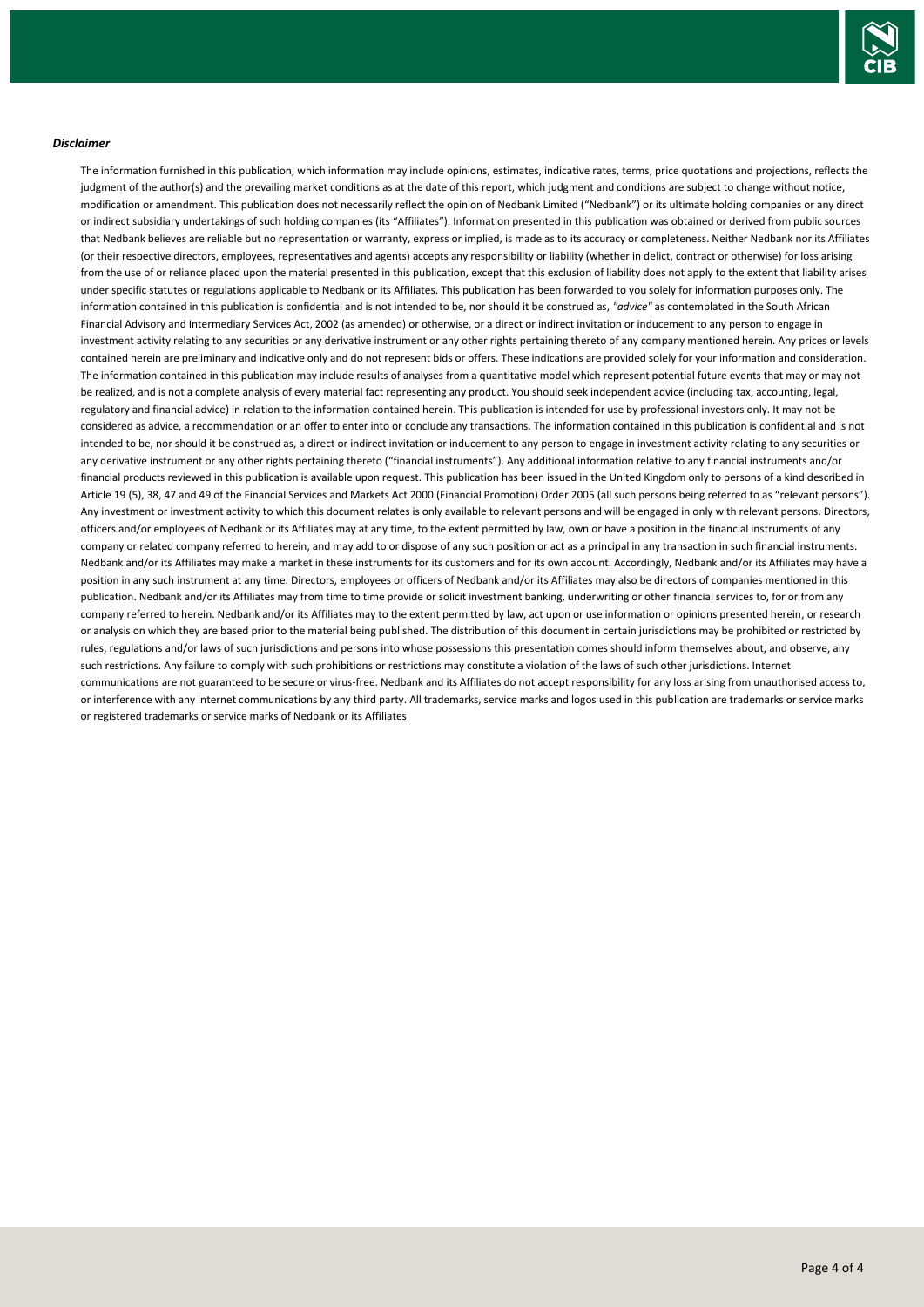***Disclaimer***

The information furnished in this publication, which information may include opinions, estimates, indicative rates, terms, price quotations and projections, reflects the judgment of the author(s) and the prevailing market conditions as at the date of this report, which judgment and conditions are subject to change without notice, modification or amendment. This publication does not necessarily reflect the opinion of Nedbank Limited ("Nedbank") or its ultimate holding companies or any direct or indirect subsidiary undertakings of such holding companies (its "Affiliates"). Information presented in this publication was obtained or derived from public sources that Nedbank believes are reliable but no representation or warranty, express or implied, is made as to its accuracy or completeness. Neither Nedbank nor its Affiliates (or their respective directors, employees, representatives and agents) accepts any responsibility or liability (whether in delict, contract or otherwise) for loss arising from the use of or reliance placed upon the material presented in this publication, except that this exclusion of liability does not apply to the extent that liability arises under specific statutes or regulations applicable to Nedbank or its Affiliates. This publication has been forwarded to you solely for information purposes only. The information contained in this publication is confidential and is not intended to be, nor should it be construed as, *"advice"* as contemplated in the South African Financial Advisory and Intermediary Services Act, 2002 (as amended) or otherwise, or a direct or indirect invitation or inducement to any person to engage in investment activity relating to any securities or any derivative instrument or any other rights pertaining thereto of any company mentioned herein. Any prices or levels contained herein are preliminary and indicative only and do not represent bids or offers. These indications are provided solely for your information and consideration. The information contained in this publication may include results of analyses from a quantitative model which represent potential future events that may or may not be realized, and is not a complete analysis of every material fact representing any product. You should seek independent advice (including tax, accounting, legal, regulatory and financial advice) in relation to the information contained herein. This publication is intended for use by professional investors only. It may not be considered as advice, a recommendation or an offer to enter into or conclude any transactions. The information contained in this publication is confidential and is not intended to be, nor should it be construed as, a direct or indirect invitation or inducement to any person to engage in investment activity relating to any securities or any derivative instrument or any other rights pertaining thereto ("financial instruments"). Any additional information relative to any financial instruments and/or financial products reviewed in this publication is available upon request. This publication has been issued in the United Kingdom only to persons of a kind described in Article 19 (5), 38, 47 and 49 of the Financial Services and Markets Act 2000 (Financial Promotion) Order 2005 (all such persons being referred to as "relevant persons"). Any investment or investment activity to which this document relates is only available to relevant persons and will be engaged in only with relevant persons. Directors, officers and/or employees of Nedbank or its Affiliates may at any time, to the extent permitted by law, own or have a position in the financial instruments of any company or related company referred to herein, and may add to or dispose of any such position or act as a principal in any transaction in such financial instruments. Nedbank and/or its Affiliates may make a market in these instruments for its customers and for its own account. Accordingly, Nedbank and/or its Affiliates may have a position in any such instrument at any time. Directors, employees or officers of Nedbank and/or its Affiliates may also be directors of companies mentioned in this publication. Nedbank and/or its Affiliates may from time to time provide or solicit investment banking, underwriting or other financial services to, for or from any company referred to herein. Nedbank and/or its Affiliates may to the extent permitted by law, act upon or use information or opinions presented herein, or research or analysis on which they are based prior to the material being published. The distribution of this document in certain jurisdictions may be prohibited or restricted by rules, regulations and/or laws of such jurisdictions and persons into whose possessions this presentation comes should inform themselves about, and observe, any such restrictions. Any failure to comply with such prohibitions or restrictions may constitute a violation of the laws of such other jurisdictions. Internet communications are not guaranteed to be secure or virus-free. Nedbank and its Affiliates do not accept responsibility for any loss arising from unauthorised access to, or interference with any internet communications by any third party. All trademarks, service marks and logos used in this publication are trademarks or service marks or registered trademarks or service marks of Nedbank or its Affiliates